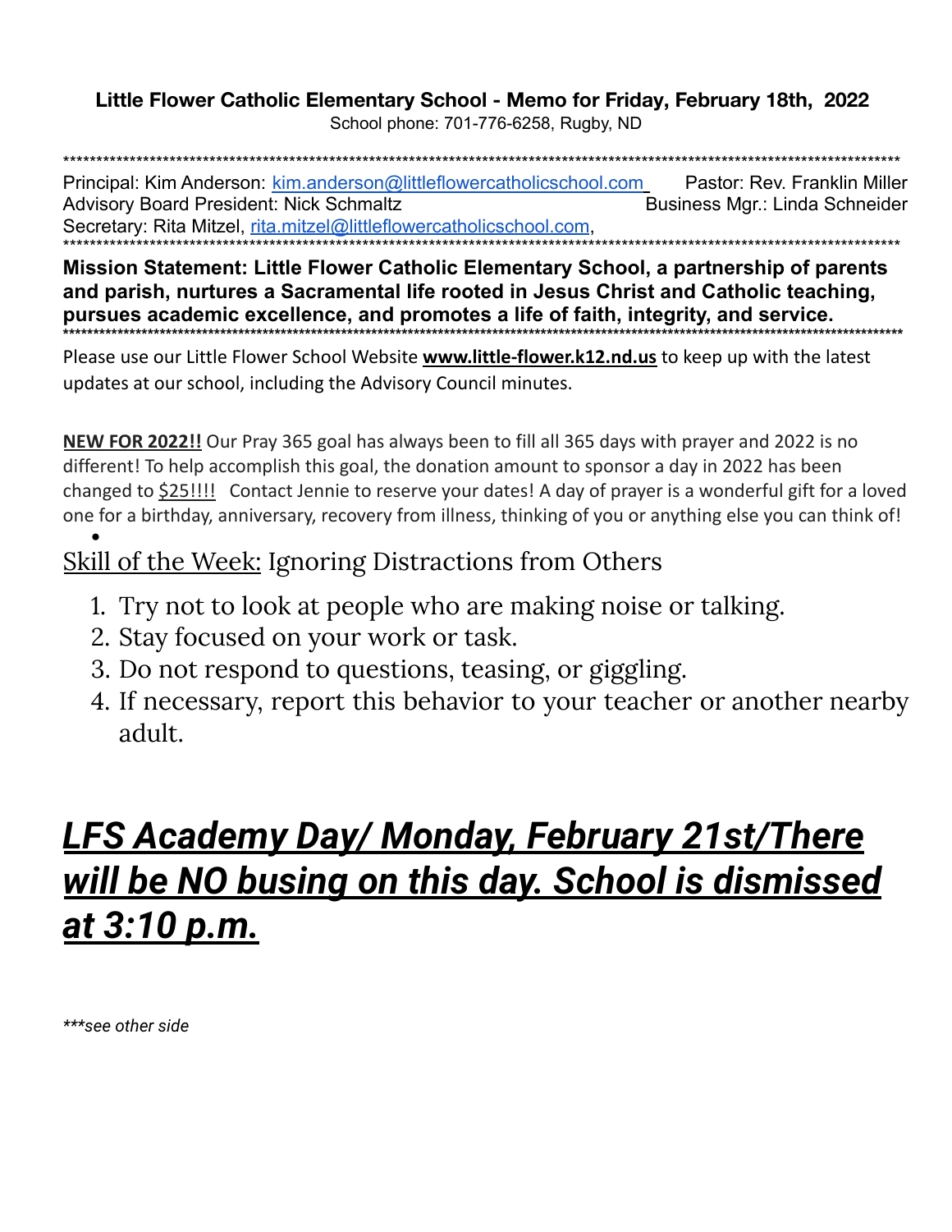**Little Flower Catholic Elementary School - Memo for Friday, February 18th, 2022**

School phone: 701-776-6258, Rugby, ND

*****************************************************************************************************************************

Principal: Kim Anderson: kim.anderson@littleflowercatholicschool.com     Pastor: Rev. Franklin Miller
Advisory Board President: Nick Schmaltz     Business Mgr.: Linda Schneider
Secretary: Rita Mitzel, rita.mitzel@littleflowercatholicschool.com,

*****************************************************************************************************************************

**Mission Statement: Little Flower Catholic Elementary School, a partnership of parents and parish, nurtures a Sacramental life rooted in Jesus Christ and Catholic teaching, pursues academic excellence, and promotes a life of faith, integrity, and service.**

*****************************************************************************************************************************

Please use our Little Flower School Website **www.little-flower.k12.nd.us** to keep up with the latest updates at our school, including the Advisory Council minutes.

**NEW FOR 2022!!** Our Pray 365 goal has always been to fill all 365 days with prayer and 2022 is no different! To help accomplish this goal, the donation amount to sponsor a day in 2022 has been changed to $25!!!! Contact Jennie to reserve your dates! A day of prayer is a wonderful gift for a loved one for a birthday, anniversary, recovery from illness, thinking of you or anything else you can think of!

Skill of the Week: Ignoring Distractions from Others

1. Try not to look at people who are making noise or talking.
2. Stay focused on your work or task.
3. Do not respond to questions, teasing, or giggling.
4. If necessary, report this behavior to your teacher or another nearby adult.

# ***LFS Academy Day/ Monday, February 21st/There will be NO busing on this day. School is dismissed at 3:10 p.m.***

****see other side*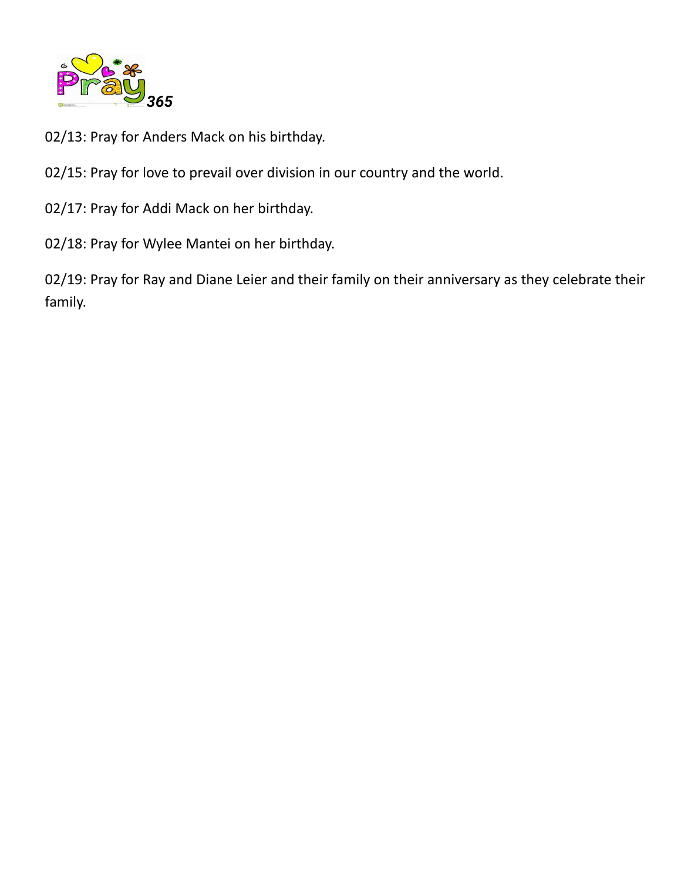Pray 365

02/13: Pray for Anders Mack on his birthday.

02/15: Pray for love to prevail over division in our country and the world.

02/17: Pray for Addi Mack on her birthday.

02/18: Pray for Wylee Mantei on her birthday.

02/19: Pray for Ray and Diane Leier and their family on their anniversary as they celebrate their family.